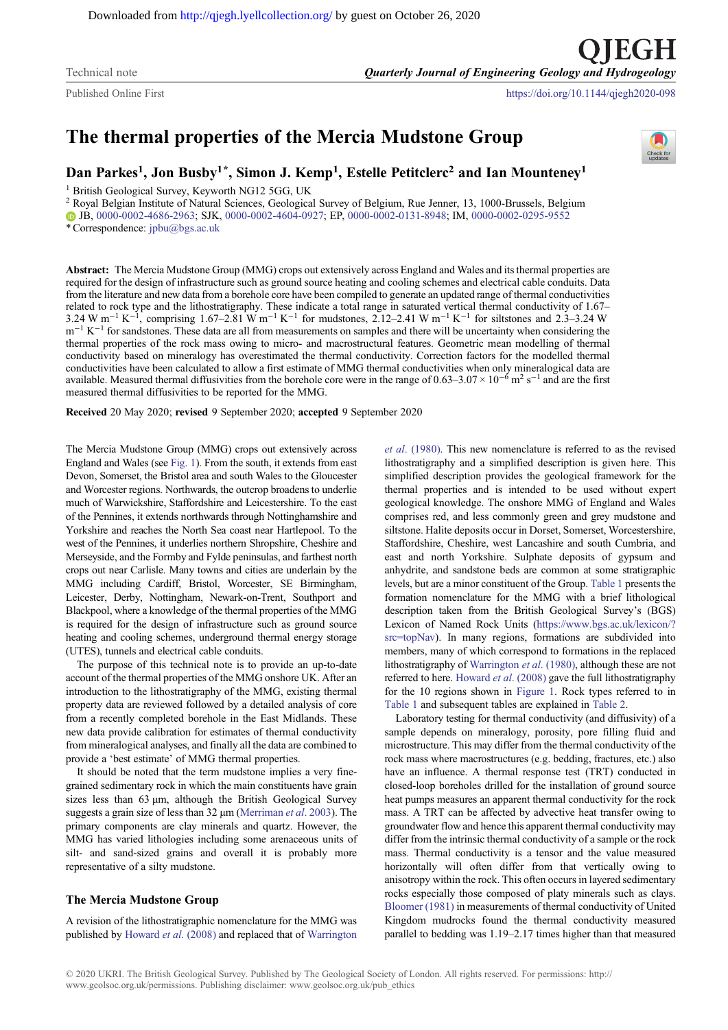Technical note

# The thermal properties of the Mercia Mudstone Group

**Dan Parkes[1], Jon Busby[1]*, Simon J. Kemp[1], Estelle Petitclerc[2] and Ian Mounteney[1]**

[1] British Geological Survey, Keyworth NG12 5GG, UK
[2] Royal Belgian Institute of Natural Sciences, Geological Survey of Belgium, Rue Jenner, 13, 1000-Brussels, Belgium
JB, 0000-0002-4686-2963; SJK, 0000-0002-4604-0927; EP, 0000-0002-0131-8948; IM, 0000-0002-0295-9552
* Correspondence: jpbu@bgs.ac.uk

**Abstract:** The Mercia Mudstone Group (MMG) crops out extensively across England and Wales and its thermal properties are required for the design of infrastructure such as ground source heating and cooling schemes and electrical cable conduits. Data from the literature and new data from a borehole core have been compiled to generate an updated range of thermal conductivities related to rock type and the lithostratigraphy. These indicate a total range in saturated vertical thermal conductivity of 1.67–3.24 W $m^{-1}$ $K^{-1}$, comprising 1.67–2.81 W $m^{-1}$ $K^{-1}$ for mudstones, 2.12–2.41 W $m^{-1}$ $K^{-1}$ for siltstones and 2.3–3.24 W $m^{-1}$ $K^{-1}$ for sandstones. These data are all from measurements on samples and there will be uncertainty when considering the thermal properties of the rock mass owing to micro- and macrostructural features. Geometric mean modelling of thermal conductivity based on mineralogy has overestimated the thermal conductivity. Correction factors for the modelled thermal conductivities have been calculated to allow a first estimate of MMG thermal conductivities when only mineralogical data are available. Measured thermal diffusivities from the borehole core were in the range of $0.63–3.07 \times 10^{-6}$ $m^2$ $s^{-1}$ and are the first measured thermal diffusivities to be reported for the MMG.

**Received** 20 May 2020; **revised** 9 September 2020; **accepted** 9 September 2020

The Mercia Mudstone Group (MMG) crops out extensively across England and Wales (see Fig. 1). From the south, it extends from east Devon, Somerset, the Bristol area and south Wales to the Gloucester and Worcester regions. Northwards, the outcrop broadens to underlie much of Warwickshire, Staffordshire and Leicestershire. To the east of the Pennines, it extends northwards through Nottinghamshire and Yorkshire and reaches the North Sea coast near Hartlepool. To the west of the Pennines, it underlies northern Shropshire, Cheshire and Merseyside, and the Formby and Fylde peninsulas, and farthest north crops out near Carlisle. Many towns and cities are underlain by the MMG including Cardiff, Bristol, Worcester, SE Birmingham, Leicester, Derby, Nottingham, Newark-on-Trent, Southport and Blackpool, where a knowledge of the thermal properties of the MMG is required for the design of infrastructure such as ground source heating and cooling schemes, underground thermal energy storage (UTES), tunnels and electrical cable conduits.

The purpose of this technical note is to provide an up-to-date account of the thermal properties of the MMG onshore UK. After an introduction to the lithostratigraphy of the MMG, existing thermal property data are reviewed followed by a detailed analysis of core from a recently completed borehole in the East Midlands. These new data provide calibration for estimates of thermal conductivity from mineralogical analyses, and finally all the data are combined to provide a 'best estimate' of MMG thermal properties.

It should be noted that the term mudstone implies a very fine-grained sedimentary rock in which the main constituents have grain sizes less than 63 µm, although the British Geological Survey suggests a grain size of less than 32 µm (Merriman *et al.* 2003). The primary components are clay minerals and quartz. However, the MMG has varied lithologies including some arenaceous units of silt- and sand-sized grains and overall it is probably more representative of a silty mudstone.

## The Mercia Mudstone Group

A revision of the lithostratigraphic nomenclature for the MMG was published by Howard *et al.* (2008) and replaced that of Warrington *et al.* (1980). This new nomenclature is referred to as the revised lithostratigraphy and a simplified description is given here. This simplified description provides the geological framework for the thermal properties and is intended to be used without expert geological knowledge. The onshore MMG of England and Wales comprises red, and less commonly green and grey mudstone and siltstone. Halite deposits occur in Dorset, Somerset, Worcestershire, Staffordshire, Cheshire, west Lancashire and south Cumbria, and east and north Yorkshire. Sulphate deposits of gypsum and anhydrite, and sandstone beds are common at some stratigraphic levels, but are a minor constituent of the Group. Table 1 presents the formation nomenclature for the MMG with a brief lithological description taken from the British Geological Survey's (BGS) Lexicon of Named Rock Units (https://www.bgs.ac.uk/lexicon/?src=topNav). In many regions, formations are subdivided into members, many of which correspond to formations in the replaced lithostratigraphy of Warrington *et al.* (1980), although these are not referred to here. Howard *et al.* (2008) gave the full lithostratigraphy for the 10 regions shown in Figure 1. Rock types referred to in Table 1 and subsequent tables are explained in Table 2.

Laboratory testing for thermal conductivity (and diffusivity) of a sample depends on mineralogy, porosity, pore filling fluid and microstructure. This may differ from the thermal conductivity of the rock mass where macrostructures (e.g. bedding, fractures, etc.) also have an influence. A thermal response test (TRT) conducted in closed-loop boreholes drilled for the installation of ground source heat pumps measures an apparent thermal conductivity for the rock mass. A TRT can be affected by advective heat transfer owing to groundwater flow and hence this apparent thermal conductivity may differ from the intrinsic thermal conductivity of a sample or the rock mass. Thermal conductivity is a tensor and the value measured horizontally will often differ from that vertically owing to anisotropy within the rock. This often occurs in layered sedimentary rocks especially those composed of platy minerals such as clays. Bloomer (1981) in measurements of thermal conductivity of United Kingdom mudrocks found the thermal conductivity measured parallel to bedding was 1.19–2.17 times higher than that measured

© 2020 UKRI. The British Geological Survey. Published by The Geological Society of London. All rights reserved. For permissions: http://www.geolsoc.org.uk/permissions. Publishing disclaimer: www.geolsoc.org.uk/pub_ethics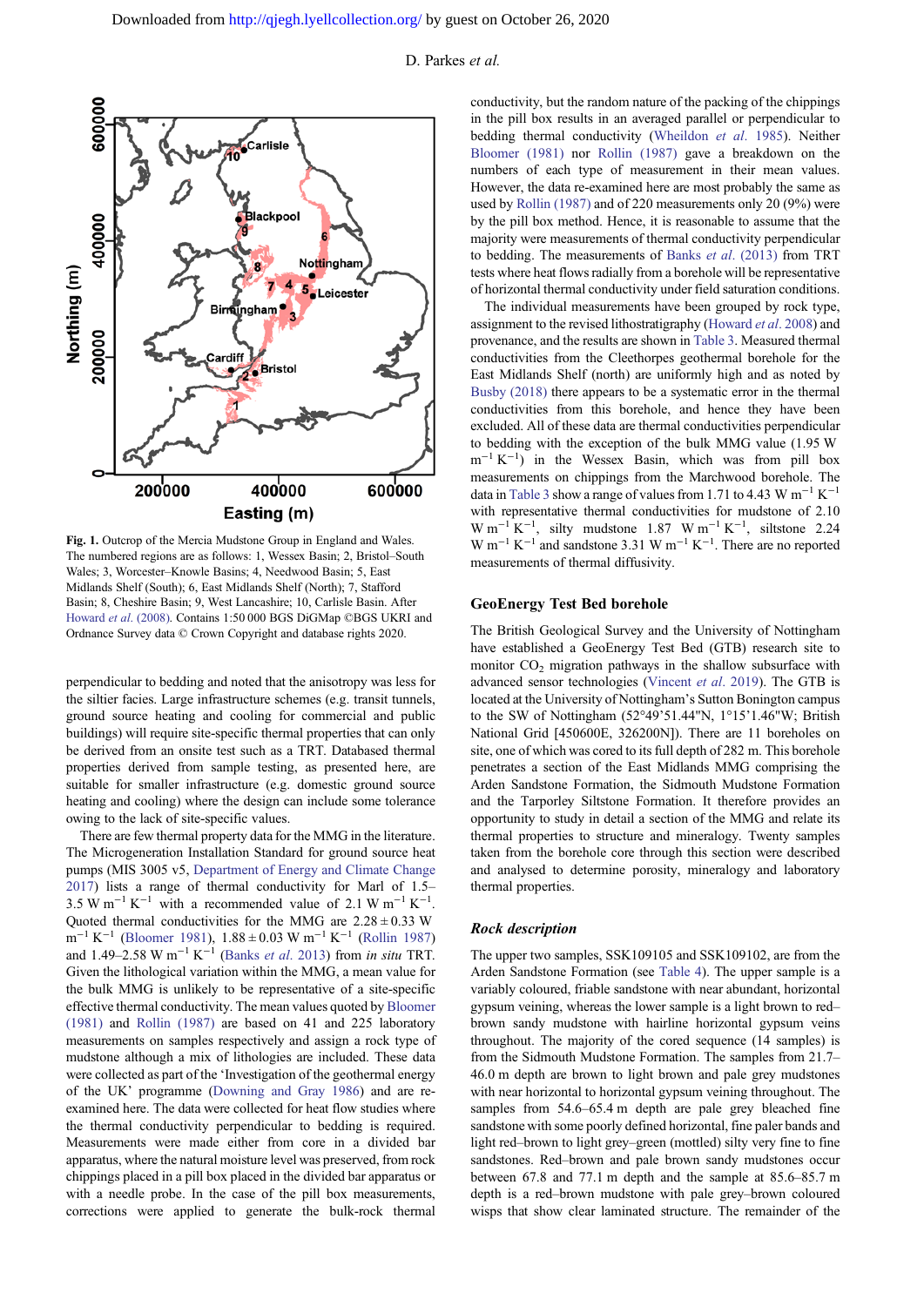Fig. 1. Outcrop of the Mercia Mudstone Group in England and Wales. The numbered regions are as follows: 1, Wessex Basin; 2, Bristol–South Wales; 3, Worcester–Knowle Basins; 4, Needwood Basin; 5, East Midlands Shelf (South); 6, East Midlands Shelf (North); 7, Stafford Basin; 8, Cheshire Basin; 9, West Lancashire; 10, Carlisle Basin. After Howard *et al*. (2008). Contains 1:50 000 BGS DiGMap ©BGS UKRI and Ordnance Survey data © Crown Copyright and database rights 2020.

perpendicular to bedding and noted that the anisotropy was less for the siltier facies. Large infrastructure schemes (e.g. transit tunnels, ground source heating and cooling for commercial and public buildings) will require site-specific thermal properties that can only be derived from an onsite test such as a TRT. Databased thermal properties derived from sample testing, as presented here, are suitable for smaller infrastructure (e.g. domestic ground source heating and cooling) where the design can include some tolerance owing to the lack of site-specific values.

There are few thermal property data for the MMG in the literature. The Microgeneration Installation Standard for ground source heat pumps (MIS 3005 v5, Department of Energy and Climate Change 2017) lists a range of thermal conductivity for Marl of 1.5–3.5 W $m^{-1}$ $K^{-1}$ with a recommended value of 2.1 W $m^{-1}$ $K^{-1}$. Quoted thermal conductivities for the MMG are $2.28 \pm 0.33$ W $m^{-1}$ $K^{-1}$ (Bloomer 1981), $1.88 \pm 0.03$ W $m^{-1}$ $K^{-1}$ (Rollin 1987) and 1.49–2.58 W $m^{-1}$ $K^{-1}$ (Banks *et al.* 2013) from *in situ* TRT. Given the lithological variation within the MMG, a mean value for the bulk MMG is unlikely to be representative of a site-specific effective thermal conductivity. The mean values quoted by Bloomer (1981) and Rollin (1987) are based on 41 and 225 laboratory measurements on samples respectively and assign a rock type of mudstone although a mix of lithologies are included. These data were collected as part of the 'Investigation of the geothermal energy of the UK' programme (Downing and Gray 1986) and are re-examined here. The data were collected for heat flow studies where the thermal conductivity perpendicular to bedding is required. Measurements were made either from core in a divided bar apparatus, where the natural moisture level was preserved, from rock chippings placed in a pill box placed in the divided bar apparatus or with a needle probe. In the case of the pill box measurements, corrections were applied to generate the bulk-rock thermal conductivity, but the random nature of the packing of the chippings in the pill box results in an averaged parallel or perpendicular to bedding thermal conductivity (Wheildon *et al.* 1985). Neither Bloomer (1981) nor Rollin (1987) gave a breakdown on the numbers of each type of measurement in their mean values. However, the data re-examined here are most probably the same as used by Rollin (1987) and of 220 measurements only 20 (9%) were by the pill box method. Hence, it is reasonable to assume that the majority were measurements of thermal conductivity perpendicular to bedding. The measurements of Banks *et al.* (2013) from TRT tests where heat flows radially from a borehole will be representative of horizontal thermal conductivity under field saturation conditions.

The individual measurements have been grouped by rock type, assignment to the revised lithostratigraphy (Howard *et al*. 2008) and provenance, and the results are shown in Table 3. Measured thermal conductivities from the Cleethorpes geothermal borehole for the East Midlands Shelf (north) are uniformly high and as noted by Busby (2018) there appears to be a systematic error in the thermal conductivities from this borehole, and hence they have been excluded. All of these data are thermal conductivities perpendicular to bedding with the exception of the bulk MMG value (1.95 W $m^{-1}$ $K^{-1}$) in the Wessex Basin, which was from pill box measurements on chippings from the Marchwood borehole. The data in Table 3 show a range of values from 1.71 to 4.43 W $m^{-1}$ $K^{-1}$ with representative thermal conductivities for mudstone of 2.10 W $m^{-1}$ $K^{-1}$, silty mudstone 1.87 W $m^{-1}$ $K^{-1}$, siltstone 2.24 W $m^{-1}$ $K^{-1}$ and sandstone 3.31 W $m^{-1}$ $K^{-1}$. There are no reported measurements of thermal diffusivity.

## GeoEnergy Test Bed borehole

The British Geological Survey and the University of Nottingham have established a GeoEnergy Test Bed (GTB) research site to monitor $CO_2$ migration pathways in the shallow subsurface with advanced sensor technologies (Vincent *et al.* 2019). The GTB is located at the University of Nottingham's Sutton Bonington campus to the SW of Nottingham (52°49′51.44″N, 1°15′1.46″W; British National Grid [450600E, 326200N]). There are 11 boreholes on site, one of which was cored to its full depth of 282 m. This borehole penetrates a section of the East Midlands MMG comprising the Arden Sandstone Formation, the Sidmouth Mudstone Formation and the Tarporley Siltstone Formation. It therefore provides an opportunity to study in detail a section of the MMG and relate its thermal properties to structure and mineralogy. Twenty samples taken from the borehole core through this section were described and analysed to determine porosity, mineralogy and laboratory thermal properties.

### *Rock description*

The upper two samples, SSK109105 and SSK109102, are from the Arden Sandstone Formation (see Table 4). The upper sample is a variably coloured, friable sandstone with near abundant, horizontal gypsum veining, whereas the lower sample is a light brown to red–brown sandy mudstone with hairline horizontal gypsum veins throughout. The majority of the cored sequence (14 samples) is from the Sidmouth Mudstone Formation. The samples from 21.7–46.0 m depth are brown to light brown and pale grey mudstones with near horizontal to horizontal gypsum veining throughout. The samples from 54.6–65.4 m depth are pale grey bleached fine sandstone with some poorly defined horizontal, fine paler bands and light red–brown to light grey–green (mottled) silty very fine to fine sandstones. Red–brown and pale brown sandy mudstones occur between 67.8 and 77.1 m depth and the sample at 85.6–85.7 m depth is a red–brown mudstone with pale grey–brown coloured wisps that show clear laminated structure. The remainder of the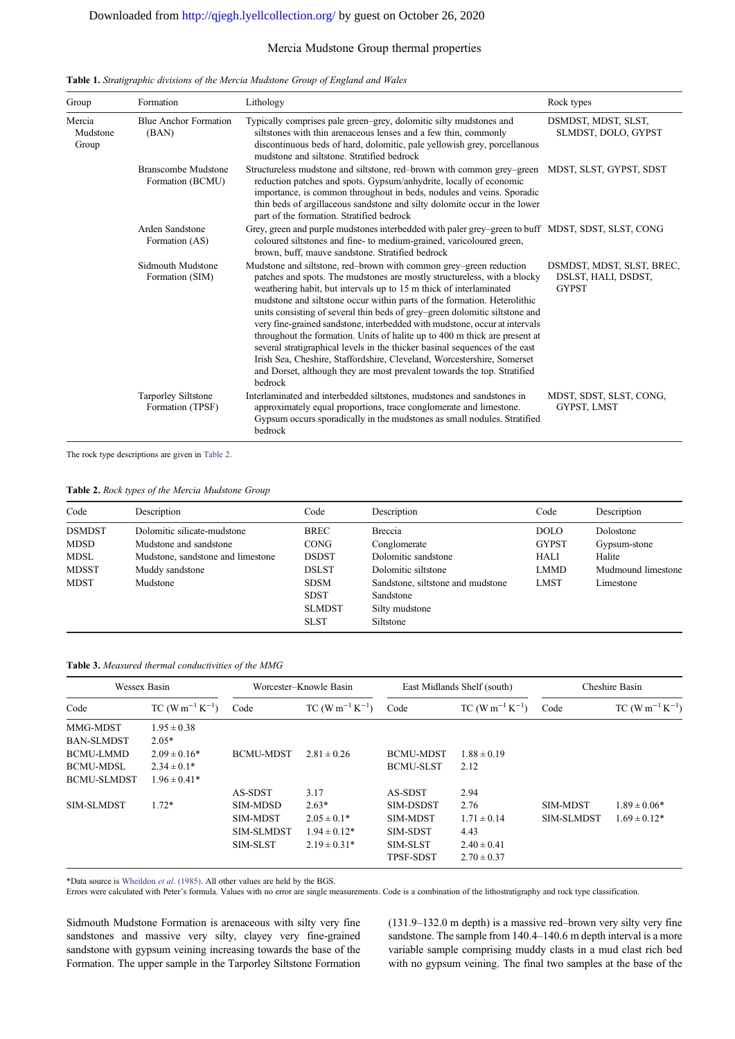**Table 1.** *Stratigraphic divisions of the Mercia Mudstone Group of England and Wales*

| Group | Formation | Lithology | Rock types |
|---|---|---|---|
| Mercia Mudstone Group | Blue Anchor Formation (BAN) | Typically comprises pale green–grey, dolomitic silty mudstones and siltstones with thin arenaceous lenses and a few thin, commonly discontinuous beds of hard, dolomitic, pale yellowish grey, porcellanous mudstone and siltstone. Stratified bedrock | DSMDST, MDST, SLST, SLMDST, DOLO, GYPST |
| | Branscombe Mudstone Formation (BCMU) | Structureless mudstone and siltstone, red–brown with common grey–green reduction patches and spots. Gypsum/anhydrite, locally of economic importance, is common throughout in beds, nodules and veins. Sporadic thin beds of argillaceous sandstone and silty dolomite occur in the lower part of the formation. Stratified bedrock | MDST, SLST, GYPST, SDST |
| | Arden Sandstone Formation (AS) | Grey, green and purple mudstones interbedded with paler grey–green to buff coloured siltstones and fine- to medium-grained, varicoloured green, brown, buff, mauve sandstone. Stratified bedrock | MDST, SDST, SLST, CONG |
| | Sidmouth Mudstone Formation (SIM) | Mudstone and siltstone, red–brown with common grey–green reduction patches and spots. The mudstones are mostly structureless, with a blocky weathering habit, but intervals up to 15 m thick of interlaminated mudstone and siltstone occur within parts of the formation. Heterolithic units consisting of several thin beds of grey–green dolomitic siltstone and very fine-grained sandstone, interbedded with mudstone, occur at intervals throughout the formation. Units of halite up to 400 m thick are present at several stratigraphical levels in the thicker basinal sequences of the east Irish Sea, Cheshire, Staffordshire, Cleveland, Worcestershire, Somerset and Dorset, although they are most prevalent towards the top. Stratified bedrock | DSMDST, MDST, SLST, BREC, DSLST, HALI, DSDST, GYPST |
| | Tarporley Siltstone Formation (TPSF) | Interlaminated and interbedded siltstones, mudstones and sandstones in approximately equal proportions, trace conglomerate and limestone. Gypsum occurs sporadically in the mudstones as small nodules. Stratified bedrock | MDST, SDST, SLST, CONG, GYPST, LMST |

The rock type descriptions are given in Table 2.

**Table 2.** *Rock types of the Mercia Mudstone Group*

| Code | Description | Code | Description | Code | Description |
|---|---|---|---|---|---|
| DSMDST | Dolomitic silicate-mudstone | BREC | Breccia | DOLO | Dolostone |
| MDSD | Mudstone and sandstone | CONG | Conglomerate | GYPST | Gypsum-stone |
| MDSL | Mudstone, sandstone and limestone | DSDST | Dolomitic sandstone | HALI | Halite |
| MDSST | Muddy sandstone | DSLST | Dolomitic siltstone | LMMD | Mudmound limestone |
| MDST | Mudstone | SDSM | Sandstone, siltstone and mudstone | LMST | Limestone |
| | | SDST | Sandstone | | |
| | | SLMDST | Silty mudstone | | |
| | | SLST | Siltstone | | |

**Table 3.** *Measured thermal conductivities of the MMG*

| Wessex Basin | | Worcester–Knowle Basin | | East Midlands Shelf (south) | | Cheshire Basin | |
|---|---|---|---|---|---|---|---|
| Code | TC ($W\,m^{-1}\,K^{-1}$) | Code | TC ($W\,m^{-1}\,K^{-1}$) | Code | TC ($W\,m^{-1}\,K^{-1}$) | Code | TC ($W\,m^{-1}\,K^{-1}$) |
| MMG-MDST | 1.95 ± 0.38 | | | | | | |
| BAN-SLMDST | 2.05* | | | | | | |
| BCMU-LMMD | 2.09 ± 0.16* | BCMU-MDST | 2.81 ± 0.26 | BCMU-MDST | 1.88 ± 0.19 | | |
| BCMU-MDSL | 2.34 ± 0.1* | | | BCMU-SLST | 2.12 | | |
| BCMU-SLMDST | 1.96 ± 0.41* | | | | | | |
| | | AS-SDST | 3.17 | AS-SDST | 2.94 | | |
| SIM-SLMDST | 1.72* | SIM-MDSD | 2.63* | SIM-DSDST | 2.76 | SIM-MDST | 1.89 ± 0.06* |
| | | SIM-MDST | 2.05 ± 0.1* | SIM-MDST | 1.71 ± 0.14 | SIM-SLMDST | 1.69 ± 0.12* |
| | | SIM-SLMDST | 1.94 ± 0.12* | SIM-SDST | 4.43 | | |
| | | SIM-SLST | 2.19 ± 0.31* | SIM-SLST | 2.40 ± 0.41 | | |
| | | | | TPSF-SDST | 2.70 ± 0.37 | | |

*Data source is Wheildon *et al*. (1985). All other values are held by the BGS.

Errors were calculated with Peter's formula. Values with no error are single measurements. Code is a combination of the lithostratigraphy and rock type classification.

Sidmouth Mudstone Formation is arenaceous with silty very fine sandstones and massive very silty, clayey very fine-grained sandstone with gypsum veining increasing towards the base of the Formation. The upper sample in the Tarporley Siltstone Formation (131.9–132.0 m depth) is a massive red–brown very silty very fine sandstone. The sample from 140.4–140.6 m depth interval is a more variable sample comprising muddy clasts in a mud clast rich bed with no gypsum veining. The final two samples at the base of the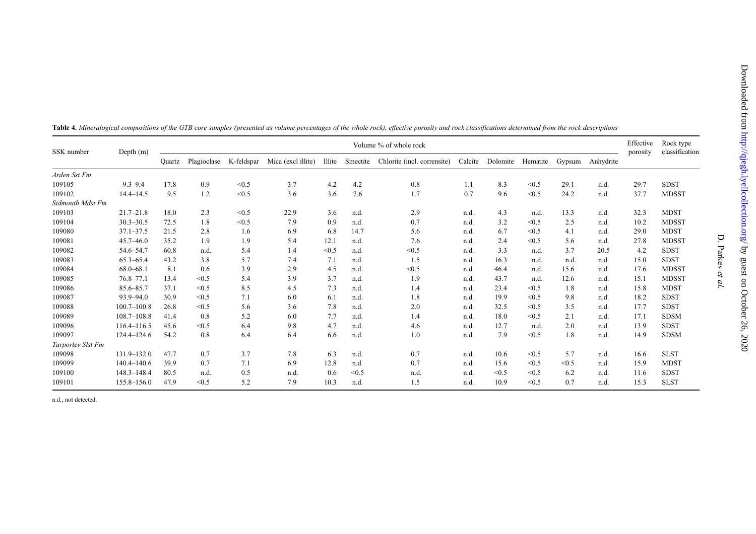**Table 4.** *Mineralogical compositions of the GTB core samples (presented as volume percentages of the whole rock), effective porosity and rock classifications determined from the rock descriptions*

| SSK number | Depth (m) | Volume % of whole rock | | | | | | | | | | | | Effective porosity | Rock type classification |
|---|---|---|---|---|---|---|---|---|---|---|---|---|---|---|---|
| | | Quartz | Plagioclase | K-feldspar | Mica (excl illite) | Illite | Smectite | Chlorite (incl. corrensite) | Calcite | Dolomite | Hematite | Gypsum | Anhydrite | | |
| *Arden Sst Fm* | | | | | | | | | | | | | | | |
| 109105 | 9.3–9.4 | 17.8 | 0.9 | <0.5 | 3.7 | 4.2 | 4.2 | 0.8 | 1.1 | 8.3 | <0.5 | 29.1 | n.d. | 29.7 | SDST |
| 109102 | 14.4–14.5 | 9.5 | 1.2 | <0.5 | 3.6 | 3.6 | 7.6 | 1.7 | 0.7 | 9.6 | <0.5 | 24.2 | n.d. | 37.7 | MDSST |
| *Sidmouth Mdst Fm* | | | | | | | | | | | | | | | |
| 109103 | 21.7–21.8 | 18.0 | 2.3 | <0.5 | 22.9 | 3.6 | n.d. | 2.9 | n.d. | 4.3 | n.d. | 13.3 | n.d. | 32.3 | MDST |
| 109104 | 30.3–30.5 | 72.5 | 1.8 | <0.5 | 7.9 | 0.9 | n.d. | 0.7 | n.d. | 3.2 | <0.5 | 2.5 | n.d. | 10.2 | MDSST |
| 109080 | 37.1–37.5 | 21.5 | 2.8 | 1.6 | 6.9 | 6.8 | 14.7 | 5.6 | n.d. | 6.7 | <0.5 | 4.1 | n.d. | 29.0 | MDST |
| 109081 | 45.7–46.0 | 35.2 | 1.9 | 1.9 | 5.4 | 12.1 | n.d. | 7.6 | n.d. | 2.4 | <0.5 | 5.6 | n.d. | 27.8 | MDSST |
| 109082 | 54.6–54.7 | 60.8 | n.d. | 5.4 | 1.4 | <0.5 | n.d. | <0.5 | n.d. | 3.3 | n.d. | 3.7 | 20.5 | 4.2 | SDST |
| 109083 | 65.3–65.4 | 43.2 | 3.8 | 5.7 | 7.4 | 7.1 | n.d. | 1.5 | n.d. | 16.3 | n.d. | n.d. | n.d. | 15.0 | SDST |
| 109084 | 68.0–68.1 | 8.1 | 0.6 | 3.9 | 2.9 | 4.5 | n.d. | <0.5 | n.d. | 46.4 | n.d. | 15.6 | n.d. | 17.6 | MDSST |
| 109085 | 76.8–77.1 | 13.4 | <0.5 | 5.4 | 3.9 | 3.7 | n.d. | 1.9 | n.d. | 43.7 | n.d. | 12.6 | n.d. | 15.1 | MDSST |
| 109086 | 85.6–85.7 | 37.1 | <0.5 | 8.5 | 4.5 | 7.3 | n.d. | 1.4 | n.d. | 23.4 | <0.5 | 1.8 | n.d. | 15.8 | MDST |
| 109087 | 93.9–94.0 | 30.9 | <0.5 | 7.1 | 6.0 | 6.1 | n.d. | 1.8 | n.d. | 19.9 | <0.5 | 9.8 | n.d. | 18.2 | SDST |
| 109088 | 100.7–100.8 | 26.8 | <0.5 | 5.6 | 3.6 | 7.8 | n.d. | 2.0 | n.d. | 32.5 | <0.5 | 3.5 | n.d. | 17.7 | SDST |
| 109089 | 108.7–108.8 | 41.4 | 0.8 | 5.2 | 6.0 | 7.7 | n.d. | 1.4 | n.d. | 18.0 | <0.5 | 2.1 | n.d. | 17.1 | SDSM |
| 109096 | 116.4–116.5 | 45.6 | <0.5 | 6.4 | 9.8 | 4.7 | n.d. | 4.6 | n.d. | 12.7 | n.d. | 2.0 | n.d. | 13.9 | SDST |
| 109097 | 124.4–124.6 | 54.2 | 0.8 | 6.4 | 6.4 | 6.6 | n.d. | 1.0 | n.d. | 7.9 | <0.5 | 1.8 | n.d. | 14.9 | SDSM |
| *Tarporley Slst Fm* | | | | | | | | | | | | | | | |
| 109098 | 131.9–132.0 | 47.7 | 0.7 | 3.7 | 7.8 | 6.3 | n.d. | 0.7 | n.d. | 10.6 | <0.5 | 5.7 | n.d. | 16.6 | SLST |
| 109099 | 140.4–140.6 | 39.9 | 0.7 | 7.1 | 6.9 | 12.8 | n.d. | 0.7 | n.d. | 15.6 | <0.5 | <0.5 | n.d. | 15.9 | MDST |
| 109100 | 148.3–148.4 | 80.5 | n.d. | 0.5 | n.d. | 0.6 | <0.5 | n.d. | n.d. | <0.5 | <0.5 | 6.2 | n.d. | 11.6 | SDST |
| 109101 | 155.8–156.0 | 47.9 | <0.5 | 5.2 | 7.9 | 10.3 | n.d. | 1.5 | n.d. | 10.9 | <0.5 | 0.7 | n.d. | 15.3 | SLST |

n.d., not detected.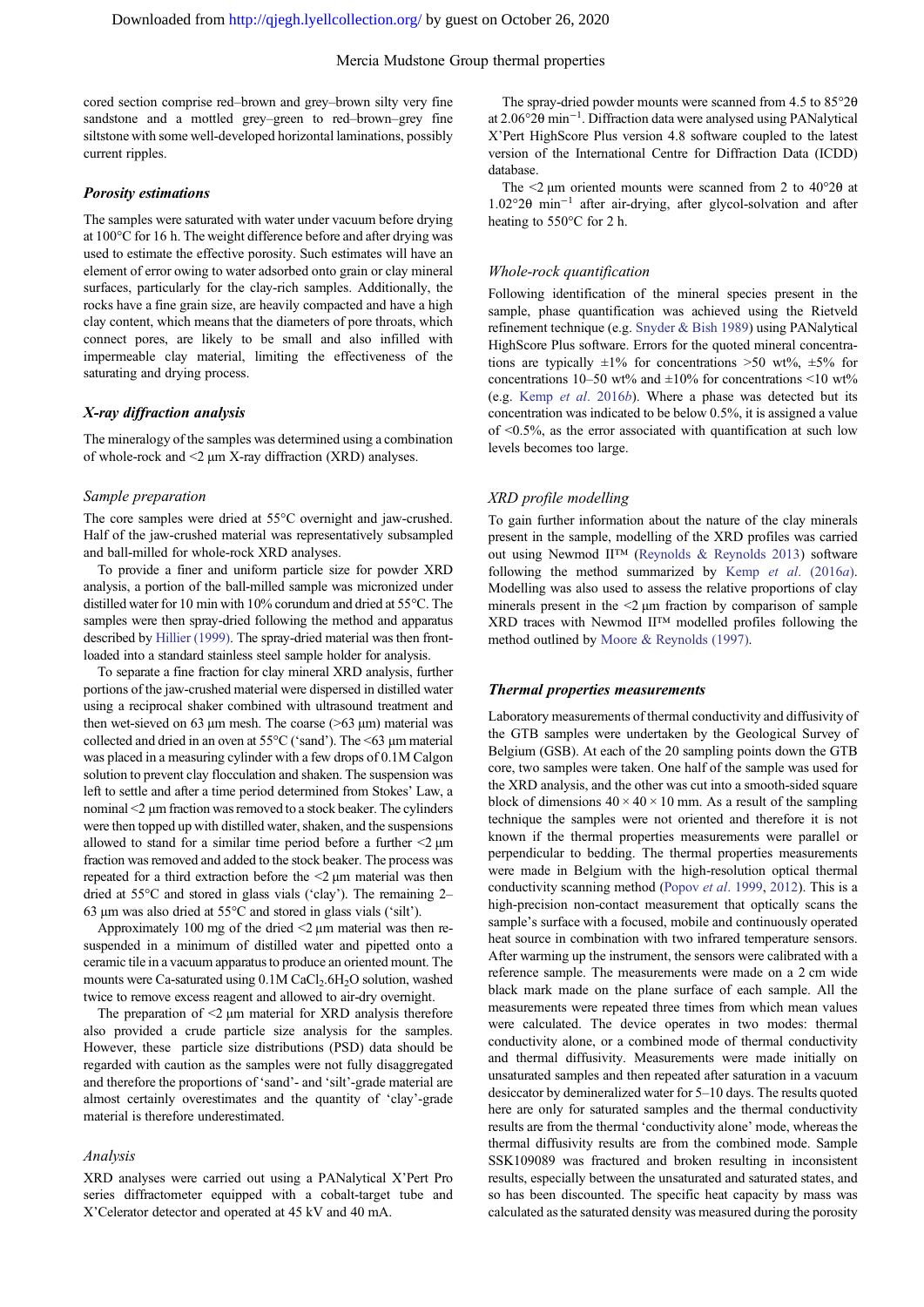cored section comprise red–brown and grey–brown silty very fine sandstone and a mottled grey–green to red–brown–grey fine siltstone with some well-developed horizontal laminations, possibly current ripples.

### Porosity estimations

The samples were saturated with water under vacuum before drying at 100°C for 16 h. The weight difference before and after drying was used to estimate the effective porosity. Such estimates will have an element of error owing to water adsorbed onto grain or clay mineral surfaces, particularly for the clay-rich samples. Additionally, the rocks have a fine grain size, are heavily compacted and have a high clay content, which means that the diameters of pore throats, which connect pores, are likely to be small and also infilled with impermeable clay material, limiting the effectiveness of the saturating and drying process.

### X-ray diffraction analysis

The mineralogy of the samples was determined using a combination of whole-rock and <2 µm X-ray diffraction (XRD) analyses.

#### Sample preparation

The core samples were dried at 55°C overnight and jaw-crushed. Half of the jaw-crushed material was representatively subsampled and ball-milled for whole-rock XRD analyses.

To provide a finer and uniform particle size for powder XRD analysis, a portion of the ball-milled sample was micronized under distilled water for 10 min with 10% corundum and dried at 55°C. The samples were then spray-dried following the method and apparatus described by Hillier (1999). The spray-dried material was then front-loaded into a standard stainless steel sample holder for analysis.

To separate a fine fraction for clay mineral XRD analysis, further portions of the jaw-crushed material were dispersed in distilled water using a reciprocal shaker combined with ultrasound treatment and then wet-sieved on 63 µm mesh. The coarse (>63 µm) material was collected and dried in an oven at 55°C ('sand'). The <63 µm material was placed in a measuring cylinder with a few drops of 0.1M Calgon solution to prevent clay flocculation and shaken. The suspension was left to settle and after a time period determined from Stokes' Law, a nominal <2 µm fraction was removed to a stock beaker. The cylinders were then topped up with distilled water, shaken, and the suspensions allowed to stand for a similar time period before a further <2 µm fraction was removed and added to the stock beaker. The process was repeated for a third extraction before the <2 µm material was then dried at 55°C and stored in glass vials ('clay'). The remaining 2–63 µm was also dried at 55°C and stored in glass vials ('silt').

Approximately 100 mg of the dried <2 µm material was then re-suspended in a minimum of distilled water and pipetted onto a ceramic tile in a vacuum apparatus to produce an oriented mount. The mounts were Ca-saturated using 0.1M $CaCl_2.6H_2O$ solution, washed twice to remove excess reagent and allowed to air-dry overnight.

The preparation of <2 µm material for XRD analysis therefore also provided a crude particle size analysis for the samples. However, these particle size distributions (PSD) data should be regarded with caution as the samples were not fully disaggregated and therefore the proportions of 'sand'- and 'silt'-grade material are almost certainly overestimates and the quantity of 'clay'-grade material is therefore underestimated.

#### Analysis

XRD analyses were carried out using a PANalytical X'Pert Pro series diffractometer equipped with a cobalt-target tube and X'Celerator detector and operated at 45 kV and 40 mA.

The spray-dried powder mounts were scanned from 4.5 to 85°2θ at 2.06°2θ $min^{-1}$. Diffraction data were analysed using PANalytical X'Pert HighScore Plus version 4.8 software coupled to the latest version of the International Centre for Diffraction Data (ICDD) database.

The <2 µm oriented mounts were scanned from 2 to 40°2θ at 1.02°2θ $min^{-1}$ after air-drying, after glycol-solvation and after heating to 550°C for 2 h.

#### Whole-rock quantification

Following identification of the mineral species present in the sample, phase quantification was achieved using the Rietveld refinement technique (e.g. Snyder & Bish 1989) using PANalytical HighScore Plus software. Errors for the quoted mineral concentrations are typically ±1% for concentrations >50 wt%, ±5% for concentrations 10–50 wt% and ±10% for concentrations <10 wt% (e.g. Kemp *et al*. 2016*b*). Where a phase was detected but its concentration was indicated to be below 0.5%, it is assigned a value of <0.5%, as the error associated with quantification at such low levels becomes too large.

#### XRD profile modelling

To gain further information about the nature of the clay minerals present in the sample, modelling of the XRD profiles was carried out using Newmod II™ (Reynolds & Reynolds 2013) software following the method summarized by Kemp *et al*. (2016*a*). Modelling was also used to assess the relative proportions of clay minerals present in the <2 µm fraction by comparison of sample XRD traces with Newmod II™ modelled profiles following the method outlined by Moore & Reynolds (1997).

### Thermal properties measurements

Laboratory measurements of thermal conductivity and diffusivity of the GTB samples were undertaken by the Geological Survey of Belgium (GSB). At each of the 20 sampling points down the GTB core, two samples were taken. One half of the sample was used for the XRD analysis, and the other was cut into a smooth-sided square block of dimensions 40 × 40 × 10 mm. As a result of the sampling technique the samples were not oriented and therefore it is not known if the thermal properties measurements were parallel or perpendicular to bedding. The thermal properties measurements were made in Belgium with the high-resolution optical thermal conductivity scanning method (Popov *et al*. 1999, 2012). This is a high-precision non-contact measurement that optically scans the sample's surface with a focused, mobile and continuously operated heat source in combination with two infrared temperature sensors. After warming up the instrument, the sensors were calibrated with a reference sample. The measurements were made on a 2 cm wide black mark made on the plane surface of each sample. All the measurements were repeated three times from which mean values were calculated. The device operates in two modes: thermal conductivity alone, or a combined mode of thermal conductivity and thermal diffusivity. Measurements were made initially on unsaturated samples and then repeated after saturation in a vacuum desiccator by demineralized water for 5–10 days. The results quoted here are only for saturated samples and the thermal conductivity results are from the thermal 'conductivity alone' mode, whereas the thermal diffusivity results are from the combined mode. Sample SSK109089 was fractured and broken resulting in inconsistent results, especially between the unsaturated and saturated states, and so has been discounted. The specific heat capacity by mass was calculated as the saturated density was measured during the porosity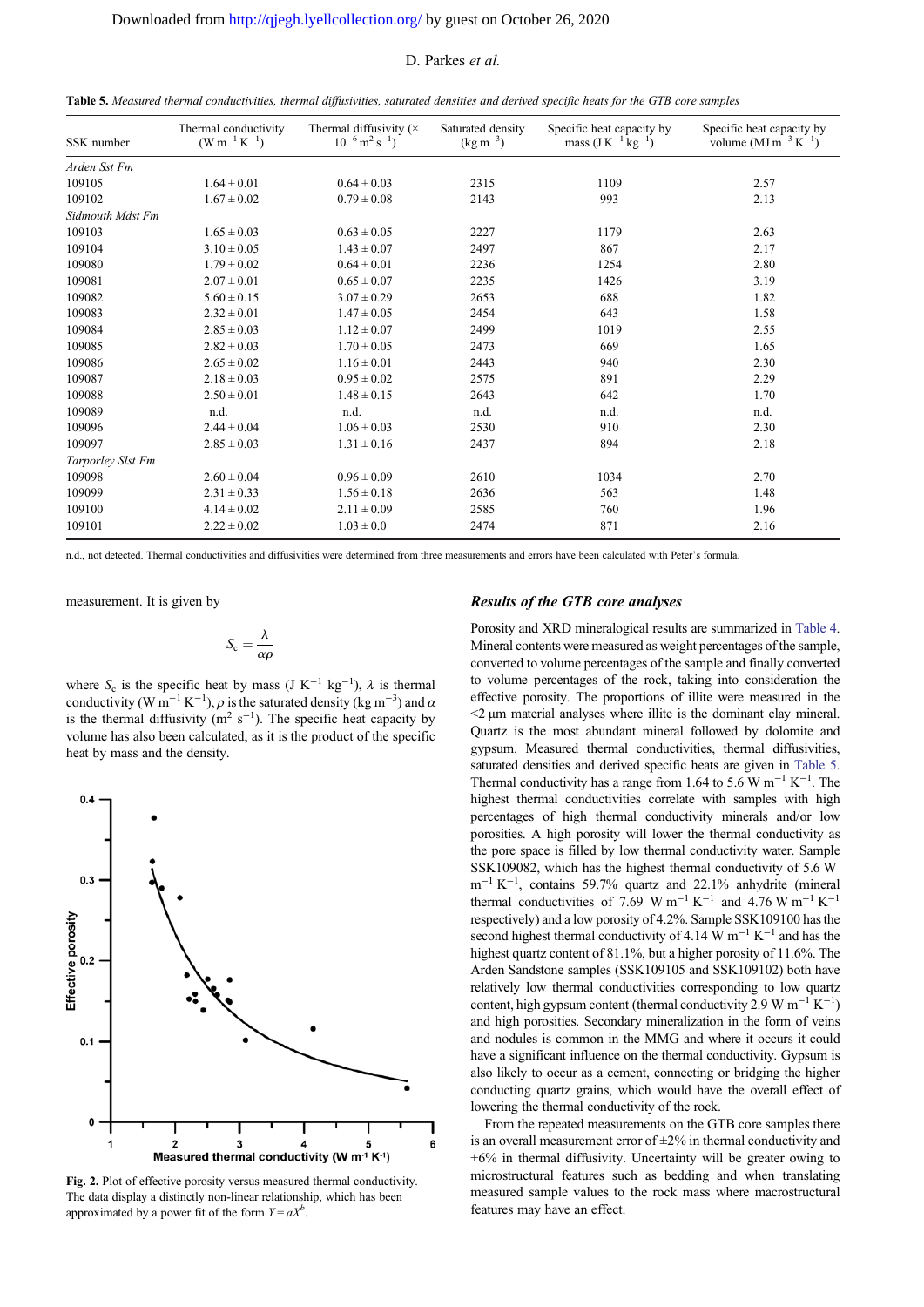**Table 5.** *Measured thermal conductivities, thermal diffusivities, saturated densities and derived specific heats for the GTB core samples*

| SSK number | Thermal conductivity ($W m^{-1} K^{-1}$) | Thermal diffusivity ($\times 10^{-6} m^2 s^{-1}$) | Saturated density ($kg m^{-3}$) | Specific heat capacity by mass ($J K^{-1} kg^{-1}$) | Specific heat capacity by volume ($MJ m^{-3} K^{-1}$) |
|---|---|---|---|---|---|
| *Arden Sst Fm* | | | | | |
| 109105 | 1.64 ± 0.01 | 0.64 ± 0.03 | 2315 | 1109 | 2.57 |
| 109102 | 1.67 ± 0.02 | 0.79 ± 0.08 | 2143 | 993 | 2.13 |
| *Sidmouth Mdst Fm* | | | | | |
| 109103 | 1.65 ± 0.03 | 0.63 ± 0.05 | 2227 | 1179 | 2.63 |
| 109104 | 3.10 ± 0.05 | 1.43 ± 0.07 | 2497 | 867 | 2.17 |
| 109080 | 1.79 ± 0.02 | 0.64 ± 0.01 | 2236 | 1254 | 2.80 |
| 109081 | 2.07 ± 0.01 | 0.65 ± 0.07 | 2235 | 1426 | 3.19 |
| 109082 | 5.60 ± 0.15 | 3.07 ± 0.29 | 2653 | 688 | 1.82 |
| 109083 | 2.32 ± 0.01 | 1.47 ± 0.05 | 2454 | 643 | 1.58 |
| 109084 | 2.85 ± 0.03 | 1.12 ± 0.07 | 2499 | 1019 | 2.55 |
| 109085 | 2.82 ± 0.03 | 1.70 ± 0.05 | 2473 | 669 | 1.65 |
| 109086 | 2.65 ± 0.02 | 1.16 ± 0.01 | 2443 | 940 | 2.30 |
| 109087 | 2.18 ± 0.03 | 0.95 ± 0.02 | 2575 | 891 | 2.29 |
| 109088 | 2.50 ± 0.01 | 1.48 ± 0.15 | 2643 | 642 | 1.70 |
| 109089 | n.d. | n.d. | n.d. | n.d. | n.d. |
| 109096 | 2.44 ± 0.04 | 1.06 ± 0.03 | 2530 | 910 | 2.30 |
| 109097 | 2.85 ± 0.03 | 1.31 ± 0.16 | 2437 | 894 | 2.18 |
| *Tarporley Slst Fm* | | | | | |
| 109098 | 2.60 ± 0.04 | 0.96 ± 0.09 | 2610 | 1034 | 2.70 |
| 109099 | 2.31 ± 0.33 | 1.56 ± 0.18 | 2636 | 563 | 1.48 |
| 109100 | 4.14 ± 0.02 | 2.11 ± 0.09 | 2585 | 760 | 1.96 |
| 109101 | 2.22 ± 0.02 | 1.03 ± 0.0 | 2474 | 871 | 2.16 |

n.d., not detected. Thermal conductivities and diffusivities were determined from three measurements and errors have been calculated with Peter's formula.

measurement. It is given by

$$S_c = \frac{\lambda}{\alpha\rho}$$

where $S_c$ is the specific heat by mass ($J K^{-1} kg^{-1}$), $\lambda$ is thermal conductivity ($W m^{-1} K^{-1}$), $\rho$ is the saturated density ($kg m^{-3}$) and $\alpha$ is the thermal diffusivity ($m^2 s^{-1}$). The specific heat capacity by volume has also been calculated, as it is the product of the specific heat by mass and the density.

**Fig. 2.** Plot of effective porosity versus measured thermal conductivity. The data display a distinctly non-linear relationship, which has been approximated by a power fit of the form $Y = aX^b$.

### *Results of the GTB core analyses*

Porosity and XRD mineralogical results are summarized in Table 4. Mineral contents were measured as weight percentages of the sample, converted to volume percentages of the sample and finally converted to volume percentages of the rock, taking into consideration the effective porosity. The proportions of illite were measured in the <2 µm material analyses where illite is the dominant clay mineral. Quartz is the most abundant mineral followed by dolomite and gypsum. Measured thermal conductivities, thermal diffusivities, saturated densities and derived specific heats are given in Table 5. Thermal conductivity has a range from 1.64 to 5.6 $W m^{-1} K^{-1}$. The highest thermal conductivities correlate with samples with high percentages of high thermal conductivity minerals and/or low porosities. A high porosity will lower the thermal conductivity as the pore space is filled by low thermal conductivity water. Sample SSK109082, which has the highest thermal conductivity of 5.6 $W m^{-1} K^{-1}$, contains 59.7% quartz and 22.1% anhydrite (mineral thermal conductivities of 7.69 $W m^{-1} K^{-1}$ and 4.76 $W m^{-1} K^{-1}$ respectively) and a low porosity of 4.2%. Sample SSK109100 has the second highest thermal conductivity of 4.14 $W m^{-1} K^{-1}$ and has the highest quartz content of 81.1%, but a higher porosity of 11.6%. The Arden Sandstone samples (SSK109105 and SSK109102) both have relatively low thermal conductivities corresponding to low quartz content, high gypsum content (thermal conductivity 2.9 $W m^{-1} K^{-1}$) and high porosities. Secondary mineralization in the form of veins and nodules is common in the MMG and where it occurs it could have a significant influence on the thermal conductivity. Gypsum is also likely to occur as a cement, connecting or bridging the higher conducting quartz grains, which would have the overall effect of lowering the thermal conductivity of the rock.

From the repeated measurements on the GTB core samples there is an overall measurement error of ±2% in thermal conductivity and ±6% in thermal diffusivity. Uncertainty will be greater owing to microstructural features such as bedding and when translating measured sample values to the rock mass where macrostructural features may have an effect.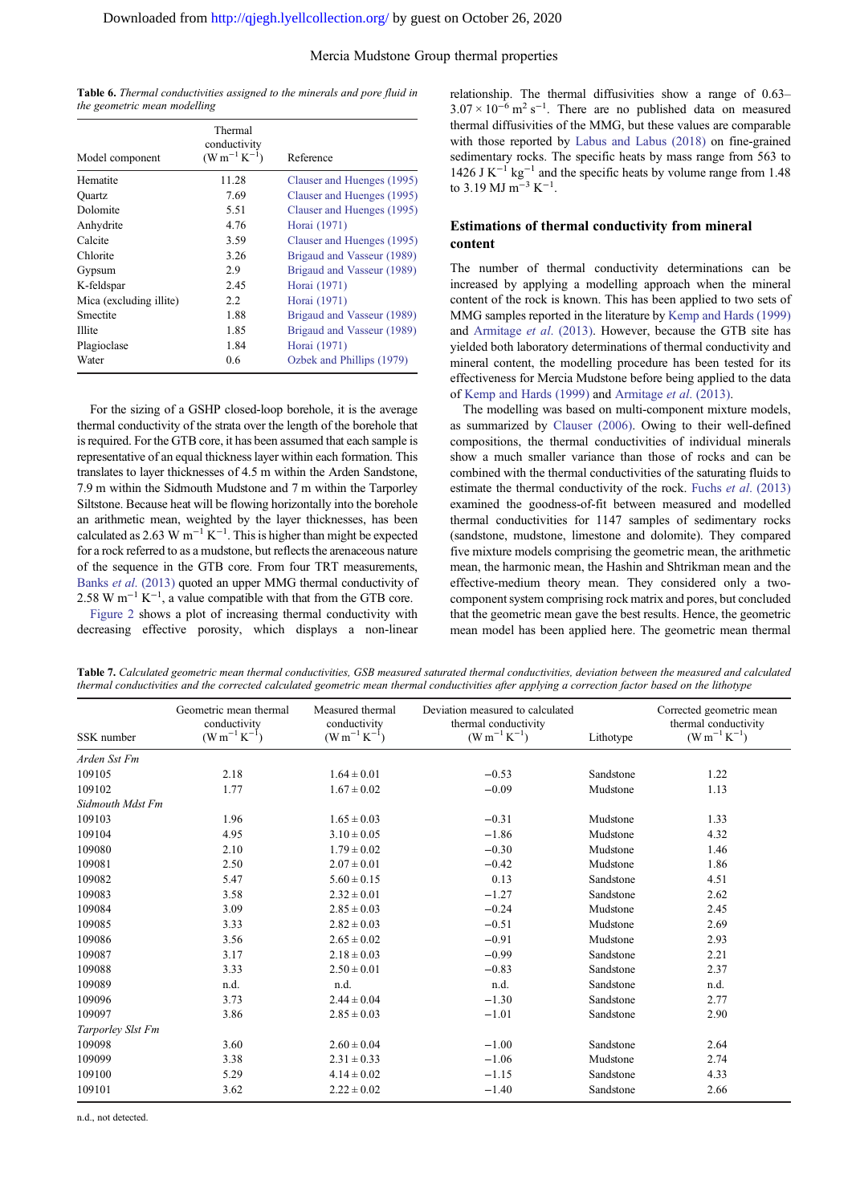**Table 6.** *Thermal conductivities assigned to the minerals and pore fluid in the geometric mean modelling*

| Model component | Thermal conductivity ($W m^{-1} K^{-1}$) | Reference |
|---|---|---|
| Hematite | 11.28 | Clauser and Huenges (1995) |
| Quartz | 7.69 | Clauser and Huenges (1995) |
| Dolomite | 5.51 | Clauser and Huenges (1995) |
| Anhydrite | 4.76 | Horai (1971) |
| Calcite | 3.59 | Clauser and Huenges (1995) |
| Chlorite | 3.26 | Brigaud and Vasseur (1989) |
| Gypsum | 2.9 | Brigaud and Vasseur (1989) |
| K-feldspar | 2.45 | Horai (1971) |
| Mica (excluding illite) | 2.2 | Horai (1971) |
| Smectite | 1.88 | Brigaud and Vasseur (1989) |
| Illite | 1.85 | Brigaud and Vasseur (1989) |
| Plagioclase | 1.84 | Horai (1971) |
| Water | 0.6 | Ozbek and Phillips (1979) |

For the sizing of a GSHP closed-loop borehole, it is the average thermal conductivity of the strata over the length of the borehole that is required. For the GTB core, it has been assumed that each sample is representative of an equal thickness layer within each formation. This translates to layer thicknesses of 4.5 m within the Arden Sandstone, 7.9 m within the Sidmouth Mudstone and 7 m within the Tarporley Siltstone. Because heat will be flowing horizontally into the borehole an arithmetic mean, weighted by the layer thicknesses, has been calculated as 2.63 $W m^{-1} K^{-1}$. This is higher than might be expected for a rock referred to as a mudstone, but reflects the arenaceous nature of the sequence in the GTB core. From four TRT measurements, Banks *et al.* (2013) quoted an upper MMG thermal conductivity of 2.58 $W m^{-1} K^{-1}$, a value compatible with that from the GTB core.

Figure 2 shows a plot of increasing thermal conductivity with decreasing effective porosity, which displays a non-linear relationship. The thermal diffusivities show a range of 0.63–$3.07 \times 10^{-6}$ $m^2 s^{-1}$. There are no published data on measured thermal diffusivities of the MMG, but these values are comparable with those reported by Labus and Labus (2018) on fine-grained sedimentary rocks. The specific heats by mass range from 563 to 1426 $J K^{-1} kg^{-1}$ and the specific heats by volume range from 1.48 to 3.19 $MJ m^{-3} K^{-1}$.

## Estimations of thermal conductivity from mineral content

The number of thermal conductivity determinations can be increased by applying a modelling approach when the mineral content of the rock is known. This has been applied to two sets of MMG samples reported in the literature by Kemp and Hards (1999) and Armitage *et al.* (2013). However, because the GTB site has yielded both laboratory determinations of thermal conductivity and mineral content, the modelling procedure has been tested for its effectiveness for Mercia Mudstone before being applied to the data of Kemp and Hards (1999) and Armitage *et al.* (2013).

The modelling was based on multi-component mixture models, as summarized by Clauser (2006). Owing to their well-defined compositions, the thermal conductivities of individual minerals show a much smaller variance than those of rocks and can be combined with the thermal conductivities of the saturating fluids to estimate the thermal conductivity of the rock. Fuchs *et al.* (2013) examined the goodness-of-fit between measured and modelled thermal conductivities for 1147 samples of sedimentary rocks (sandstone, mudstone, limestone and dolomite). They compared five mixture models comprising the geometric mean, the arithmetic mean, the harmonic mean, the Hashin and Shtrikman mean and the effective-medium theory mean. They considered only a two-component system comprising rock matrix and pores, but concluded that the geometric mean gave the best results. Hence, the geometric mean model has been applied here. The geometric mean thermal

**Table 7.** *Calculated geometric mean thermal conductivities, GSB measured saturated thermal conductivities, deviation between the measured and calculated thermal conductivities and the corrected calculated geometric mean thermal conductivities after applying a correction factor based on the lithotype*

| SSK number | Geometric mean thermal conductivity ($W m^{-1} K^{-1}$) | Measured thermal conductivity ($W m^{-1} K^{-1}$) | Deviation measured to calculated thermal conductivity ($W m^{-1} K^{-1}$) | Lithotype | Corrected geometric mean thermal conductivity ($W m^{-1} K^{-1}$) |
|---|---|---|---|---|---|
| *Arden Sst Fm* | | | | | |
| 109105 | 2.18 | 1.64 ± 0.01 | −0.53 | Sandstone | 1.22 |
| 109102 | 1.77 | 1.67 ± 0.02 | −0.09 | Mudstone | 1.13 |
| *Sidmouth Mdst Fm* | | | | | |
| 109103 | 1.96 | 1.65 ± 0.03 | −0.31 | Mudstone | 1.33 |
| 109104 | 4.95 | 3.10 ± 0.05 | −1.86 | Mudstone | 4.32 |
| 109080 | 2.10 | 1.79 ± 0.02 | −0.30 | Mudstone | 1.46 |
| 109081 | 2.50 | 2.07 ± 0.01 | −0.42 | Mudstone | 1.86 |
| 109082 | 5.47 | 5.60 ± 0.15 | 0.13 | Sandstone | 4.51 |
| 109083 | 3.58 | 2.32 ± 0.01 | −1.27 | Sandstone | 2.62 |
| 109084 | 3.09 | 2.85 ± 0.03 | −0.24 | Mudstone | 2.45 |
| 109085 | 3.33 | 2.82 ± 0.03 | −0.51 | Mudstone | 2.69 |
| 109086 | 3.56 | 2.65 ± 0.02 | −0.91 | Mudstone | 2.93 |
| 109087 | 3.17 | 2.18 ± 0.03 | −0.99 | Sandstone | 2.21 |
| 109088 | 3.33 | 2.50 ± 0.01 | −0.83 | Sandstone | 2.37 |
| 109089 | n.d. | n.d. | n.d. | Sandstone | n.d. |
| 109096 | 3.73 | 2.44 ± 0.04 | −1.30 | Sandstone | 2.77 |
| 109097 | 3.86 | 2.85 ± 0.03 | −1.01 | Sandstone | 2.90 |
| *Tarporley Slst Fm* | | | | | |
| 109098 | 3.60 | 2.60 ± 0.04 | −1.00 | Sandstone | 2.64 |
| 109099 | 3.38 | 2.31 ± 0.33 | −1.06 | Mudstone | 2.74 |
| 109100 | 5.29 | 4.14 ± 0.02 | −1.15 | Sandstone | 4.33 |
| 109101 | 3.62 | 2.22 ± 0.02 | −1.40 | Sandstone | 2.66 |

n.d., not detected.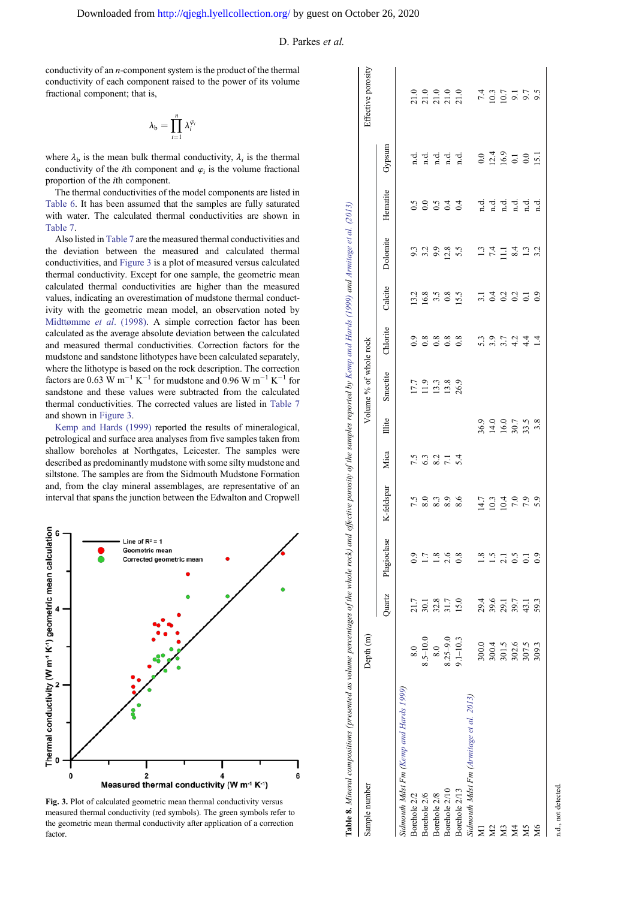conductivity of an $n$-component system is the product of the thermal conductivity of each component raised to the power of its volume fractional component; that is,

$$\lambda_b = \prod_{i=1}^{n} \lambda_i^{\varphi_i}$$

where $\lambda_b$ is the mean bulk thermal conductivity, $\lambda_i$ is the thermal conductivity of the $i$th component and $\varphi_i$ is the volume fractional proportion of the $i$th component.

The thermal conductivities of the model components are listed in Table 6. It has been assumed that the samples are fully saturated with water. The calculated thermal conductivities are shown in Table 7.

Also listed in Table 7 are the measured thermal conductivities and the deviation between the measured and calculated thermal conductivities, and Figure 3 is a plot of measured versus calculated thermal conductivity. Except for one sample, the geometric mean calculated thermal conductivities are higher than the measured values, indicating an overestimation of mudstone thermal conductivity with the geometric mean model, an observation noted by Midttømme *et al.* (1998). A simple correction factor has been calculated as the average absolute deviation between the calculated and measured thermal conductivities. Correction factors for the mudstone and sandstone lithotypes have been calculated separately, where the lithotype is based on the rock description. The correction factors are 0.63 W m$^{-1}$ K$^{-1}$ for mudstone and 0.96 W m$^{-1}$ K$^{-1}$ for sandstone and these values were subtracted from the calculated thermal conductivities. The corrected values are listed in Table 7 and shown in Figure 3.

Kemp and Hards (1999) reported the results of mineralogical, petrological and surface area analyses from five samples taken from shallow boreholes at Northgates, Leicester. The samples were described as predominantly mudstone with some silty mudstone and siltstone. The samples are from the Sidmouth Mudstone Formation and, from the clay mineral assemblages, are representative of an interval that spans the junction between the Edwalton and Cropwell

**Fig. 3.** Plot of calculated geometric mean thermal conductivity versus measured thermal conductivity (red symbols). The green symbols refer to the geometric mean thermal conductivity after application of a correction factor.

**Table 8.** *Mineral compositions (presented as volume percentages of the whole rock) and effective porosity of the samples reported by Kemp and Hards (1999) and Armitage et al. (2013)*

| Sample number | Depth (m) | Volume % of whole rock | | | | | | | | | | | Effective porosity |
|---|---|---|---|---|---|---|---|---|---|---|---|---|---|
| | | Quartz | Plagioclase | K-feldspar | Mica | Illite | Smectite | Chlorite | Calcite | Dolomite | Hematite | Gypsum | |
| *Sidmouth Mdst Fm (Kemp and Hards 1999)* | | | | | | | | | | | | | |
| Borehole 2/2 | 8.0 | 21.7 | 0.9 | 7.5 | 7.5 | | 17.7 | 0.9 | 13.2 | 9.3 | 0.5 | n.d. | 21.0 |
| Borehole 2/6 | 8.5–10.0 | 30.1 | 1.7 | 8.0 | 6.3 | | 11.9 | 0.8 | 16.8 | 3.2 | 0.0 | n.d. | 21.0 |
| Borehole 2/8 | 8.0 | 32.8 | 1.8 | 8.3 | 8.2 | | 13.3 | 0.8 | 3.5 | 9.9 | 0.5 | n.d. | 21.0 |
| Borehole 2/10 | 8.25–9.0 | 31.7 | 2.6 | 8.9 | 7.1 | | 13.8 | 0.8 | 0.8 | 12.8 | 0.4 | n.d. | 21.0 |
| Borehole 2/13 | 9.1–10.3 | 15.0 | 0.8 | 8.6 | 5.4 | | 26.9 | 0.8 | 15.5 | 5.5 | 0.4 | n.d. | 21.0 |
| *Sidmouth Mdst Fm (Armitage et al. 2013)* | | | | | | | | | | | | | |
| M1 | 300.0 | 29.4 | 1.8 | 14.7 | | 36.9 | | 5.3 | 3.1 | 1.3 | n.d. | 0.0 | 7.4 |
| M2 | 300.4 | 39.6 | 1.5 | 10.3 | | 14.0 | | 3.9 | 0.4 | 7.4 | n.d. | 12.4 | 10.3 |
| M3 | 301.5 | 29.1 | 2.1 | 10.4 | | 16.0 | | 3.7 | 0.2 | 11.1 | n.d. | 16.9 | 10.7 |
| M4 | 302.6 | 39.7 | 0.5 | 7.0 | | 30.7 | | 4.2 | 0.2 | 8.4 | n.d. | 0.1 | 9.1 |
| M5 | 307.5 | 43.1 | 0.1 | 7.9 | | 33.5 | | 4.4 | 0.1 | 1.3 | n.d. | 0.0 | 9.7 |
| M6 | 309.3 | 59.3 | 0.9 | 5.9 | | 3.8 | | 1.4 | 0.9 | 3.2 | n.d. | 15.1 | 9.5 |

n.d., not detected.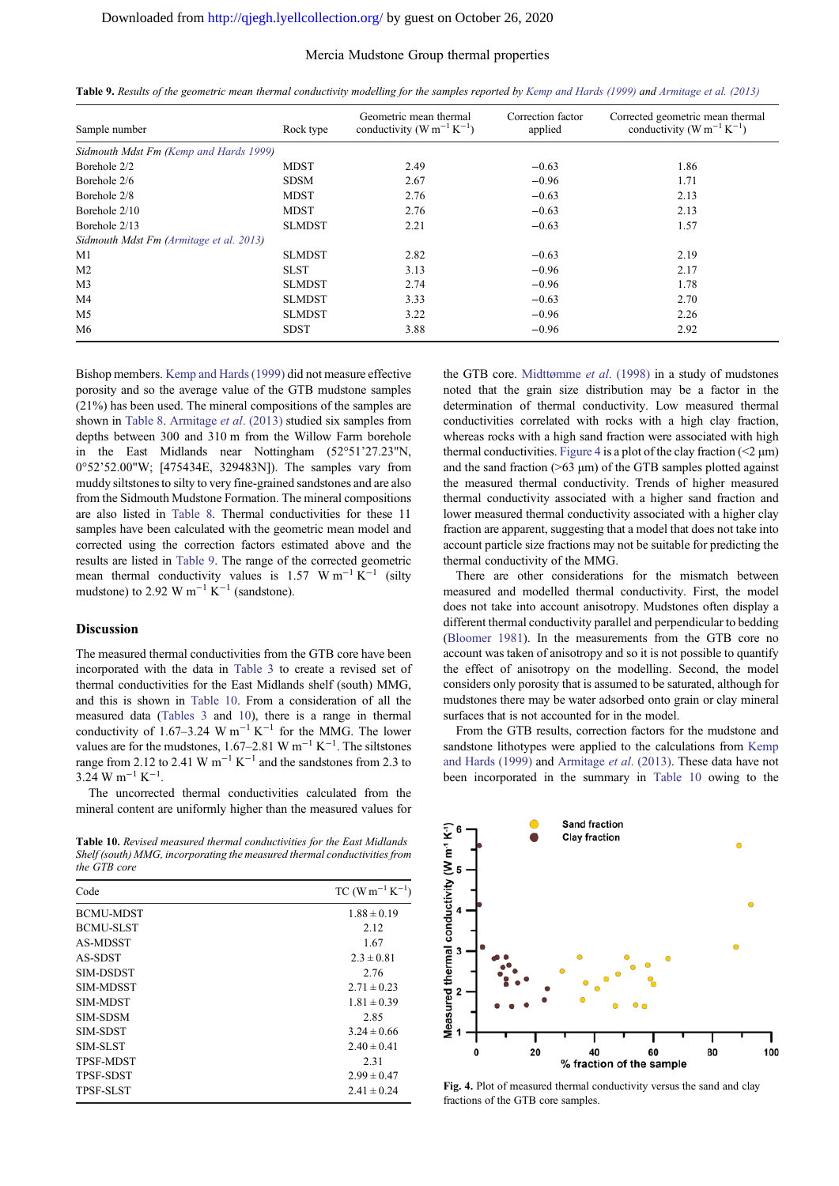**Table 9.** *Results of the geometric mean thermal conductivity modelling for the samples reported by Kemp and Hards (1999) and Armitage et al. (2013)*

| Sample number | Rock type | Geometric mean thermal conductivity (W m$^{-1}$ K$^{-1}$) | Correction factor applied | Corrected geometric mean thermal conductivity (W m$^{-1}$ K$^{-1}$) |
|---|---|---|---|---|
| *Sidmouth Mdst Fm (Kemp and Hards 1999)* | | | | |
| Borehole 2/2 | MDST | 2.49 | −0.63 | 1.86 |
| Borehole 2/6 | SDSM | 2.67 | −0.96 | 1.71 |
| Borehole 2/8 | MDST | 2.76 | −0.63 | 2.13 |
| Borehole 2/10 | MDST | 2.76 | −0.63 | 2.13 |
| Borehole 2/13 | SLMDST | 2.21 | −0.63 | 1.57 |
| *Sidmouth Mdst Fm (Armitage et al. 2013)* | | | | |
| M1 | SLMDST | 2.82 | −0.63 | 2.19 |
| M2 | SLST | 3.13 | −0.96 | 2.17 |
| M3 | SLMDST | 2.74 | −0.96 | 1.78 |
| M4 | SLMDST | 3.33 | −0.63 | 2.70 |
| M5 | SLMDST | 3.22 | −0.96 | 2.26 |
| M6 | SDST | 3.88 | −0.96 | 2.92 |

Bishop members. Kemp and Hards (1999) did not measure effective porosity and so the average value of the GTB mudstone samples (21%) has been used. The mineral compositions of the samples are shown in Table 8. Armitage *et al*. (2013) studied six samples from depths between 300 and 310 m from the Willow Farm borehole in the East Midlands near Nottingham (52°51′27.23″N, 0°52′52.00″W; [475434E, 329483N]). The samples vary from muddy siltstones to silty to very fine-grained sandstones and are also from the Sidmouth Mudstone Formation. The mineral compositions are also listed in Table 8. Thermal conductivities for these 11 samples have been calculated with the geometric mean model and corrected using the correction factors estimated above and the results are listed in Table 9. The range of the corrected geometric mean thermal conductivity values is 1.57 W m$^{-1}$ K$^{-1}$ (silty mudstone) to 2.92 W m$^{-1}$ K$^{-1}$ (sandstone).

## Discussion

The measured thermal conductivities from the GTB core have been incorporated with the data in Table 3 to create a revised set of thermal conductivities for the East Midlands shelf (south) MMG, and this is shown in Table 10. From a consideration of all the measured data (Tables 3 and 10), there is a range in thermal conductivity of 1.67–3.24 W m$^{-1}$ K$^{-1}$ for the MMG. The lower values are for the mudstones, 1.67–2.81 W m$^{-1}$ K$^{-1}$. The siltstones range from 2.12 to 2.41 W m$^{-1}$ K$^{-1}$ and the sandstones from 2.3 to 3.24 W m$^{-1}$ K$^{-1}$.

The uncorrected thermal conductivities calculated from the mineral content are uniformly higher than the measured values for the GTB core. Midttømme *et al*. (1998) in a study of mudstones noted that the grain size distribution may be a factor in the determination of thermal conductivity. Low measured thermal conductivities correlated with rocks with a high clay fraction, whereas rocks with a high sand fraction were associated with high thermal conductivities. Figure 4 is a plot of the clay fraction (<2 µm) and the sand fraction (>63 µm) of the GTB samples plotted against the measured thermal conductivity. Trends of higher measured thermal conductivity associated with a higher sand fraction and lower measured thermal conductivity associated with a higher clay fraction are apparent, suggesting that a model that does not take into account particle size fractions may not be suitable for predicting the thermal conductivity of the MMG.

There are other considerations for the mismatch between measured and modelled thermal conductivity. First, the model does not take into account anisotropy. Mudstones often display a different thermal conductivity parallel and perpendicular to bedding (Bloomer 1981). In the measurements from the GTB core no account was taken of anisotropy and so it is not possible to quantify the effect of anisotropy on the modelling. Second, the model considers only porosity that is assumed to be saturated, although for mudstones there may be water adsorbed onto grain or clay mineral surfaces that is not accounted for in the model.

From the GTB results, correction factors for the mudstone and sandstone lithotypes were applied to the calculations from Kemp and Hards (1999) and Armitage *et al*. (2013). These data have not been incorporated in the summary in Table 10 owing to the

**Table 10.** *Revised measured thermal conductivities for the East Midlands Shelf (south) MMG, incorporating the measured thermal conductivities from the GTB core*

| Code | TC (W m$^{-1}$ K$^{-1}$) |
|---|---|
| BCMU-MDST | 1.88 ± 0.19 |
| BCMU-SLST | 2.12 |
| AS-MDSST | 1.67 |
| AS-SDST | 2.3 ± 0.81 |
| SIM-DSDST | 2.76 |
| SIM-MDSST | 2.71 ± 0.23 |
| SIM-MDST | 1.81 ± 0.39 |
| SIM-SDSM | 2.85 |
| SIM-SDST | 3.24 ± 0.66 |
| SIM-SLST | 2.40 ± 0.41 |
| TPSF-MDST | 2.31 |
| TPSF-SDST | 2.99 ± 0.47 |
| TPSF-SLST | 2.41 ± 0.24 |

**Fig. 4.** Plot of measured thermal conductivity versus the sand and clay fractions of the GTB core samples.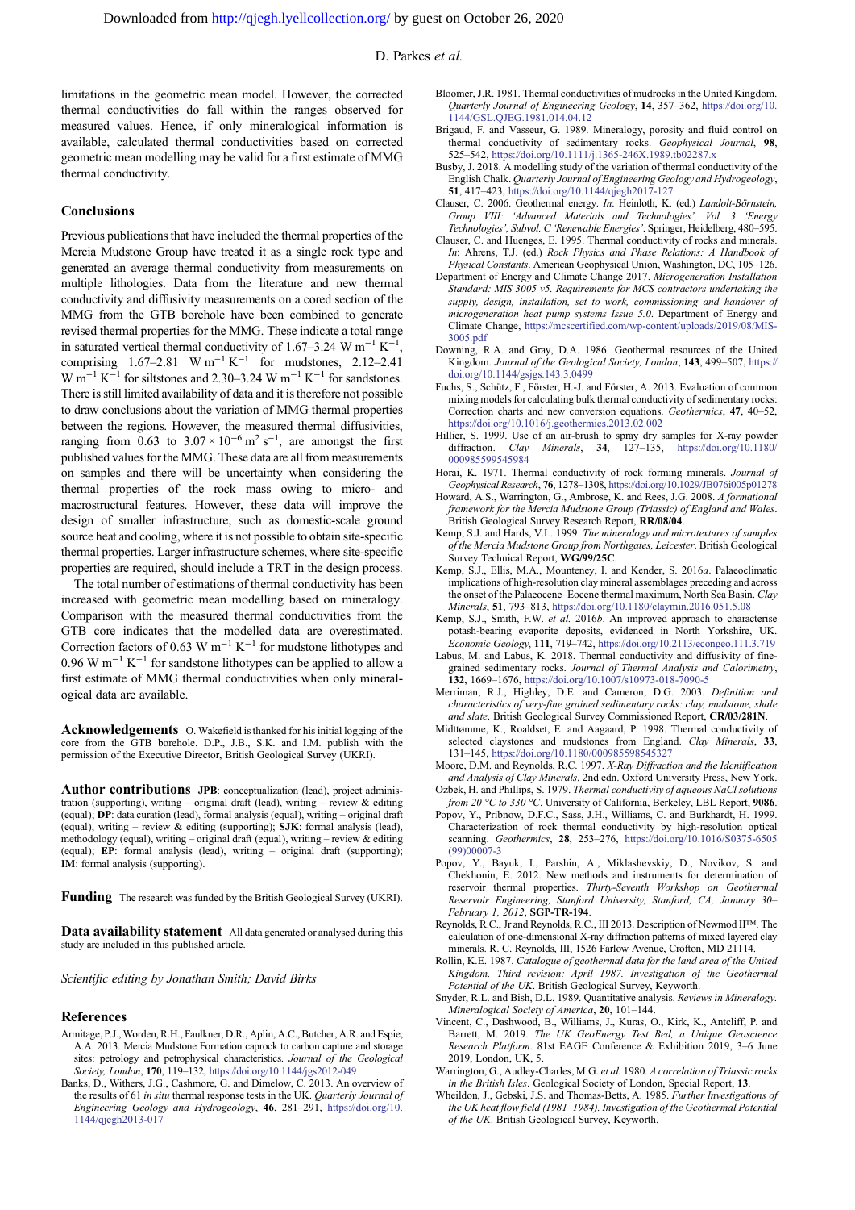limitations in the geometric mean model. However, the corrected thermal conductivities do fall within the ranges observed for measured values. Hence, if only mineralogical information is available, calculated thermal conductivities based on corrected geometric mean modelling may be valid for a first estimate of MMG thermal conductivity.

## Conclusions

Previous publications that have included the thermal properties of the Mercia Mudstone Group have treated it as a single rock type and generated an average thermal conductivity from measurements on multiple lithologies. Data from the literature and new thermal conductivity and diffusivity measurements on a cored section of the MMG from the GTB borehole have been combined to generate revised thermal properties for the MMG. These indicate a total range in saturated vertical thermal conductivity of 1.67–3.24 W $m^{-1}$ $K^{-1}$, comprising 1.67–2.81 W $m^{-1}$ $K^{-1}$ for mudstones, 2.12–2.41 W $m^{-1}$ $K^{-1}$ for siltstones and 2.30–3.24 W $m^{-1}$ $K^{-1}$ for sandstones. There is still limited availability of data and it is therefore not possible to draw conclusions about the variation of MMG thermal properties between the regions. However, the measured thermal diffusivities, ranging from 0.63 to $3.07 \times 10^{-6}$ $m^2$ $s^{-1}$, are amongst the first published values for the MMG. These data are all from measurements on samples and there will be uncertainty when considering the thermal properties of the rock mass owing to micro- and macrostructural features. However, these data will improve the design of smaller infrastructure, such as domestic-scale ground source heat and cooling, where it is not possible to obtain site-specific thermal properties. Larger infrastructure schemes, where site-specific properties are required, should include a TRT in the design process.

The total number of estimations of thermal conductivity has been increased with geometric mean modelling based on mineralogy. Comparison with the measured thermal conductivities from the GTB core indicates that the modelled data are overestimated. Correction factors of 0.63 W $m^{-1}$ $K^{-1}$ for mudstone lithotypes and 0.96 W $m^{-1}$ $K^{-1}$ for sandstone lithotypes can be applied to allow a first estimate of MMG thermal conductivities when only mineralogical data are available.

**Acknowledgements** O. Wakefield is thanked for his initial logging of the core from the GTB borehole. D.P., J.B., S.K. and I.M. publish with the permission of the Executive Director, British Geological Survey (UKRI).

**Author contributions** **JPB**: conceptualization (lead), project administration (supporting), writing – original draft (lead), writing – review & editing (equal); **DP**: data curation (lead), formal analysis (equal), writing – original draft (equal), writing – review & editing (supporting); **SJK**: formal analysis (lead), methodology (equal), writing – original draft (equal), writing – review & editing (equal); **EP**: formal analysis (lead), writing – original draft (supporting); **IM**: formal analysis (supporting).

**Funding** The research was funded by the British Geological Survey (UKRI).

**Data availability statement** All data generated or analysed during this study are included in this published article.

*Scientific editing by Jonathan Smith; David Birks*

## References

Armitage, P.J., Worden, R.H., Faulkner, D.R., Aplin, A.C., Butcher, A.R. and Espie, A.A. 2013. Mercia Mudstone Formation caprock to carbon capture and storage sites: petrology and petrophysical characteristics. *Journal of the Geological Society, London*, **170**, 119–132, https://doi.org/10.1144/jgs2012-049

Banks, D., Withers, J.G., Cashmore, G. and Dimelow, C. 2013. An overview of the results of 61 *in situ* thermal response tests in the UK. *Quarterly Journal of Engineering Geology and Hydrogeology*, **46**, 281–291, https://doi.org/10.1144/qjegh2013-017

Bloomer, J.R. 1981. Thermal conductivities of mudrocks in the United Kingdom. *Quarterly Journal of Engineering Geology*, **14**, 357–362, https://doi.org/10.1144/GSL.QJEG.1981.014.04.12

Brigaud, F. and Vasseur, G. 1989. Mineralogy, porosity and fluid control on thermal conductivity of sedimentary rocks. *Geophysical Journal*, **98**, 525–542, https://doi.org/10.1111/j.1365-246X.1989.tb02287.x

Busby, J. 2018. A modelling study of the variation of thermal conductivity of the English Chalk. *Quarterly Journal of Engineering Geology and Hydrogeology*, **51**, 417–423, https://doi.org/10.1144/qjegh2017-127

Clauser, C. 2006. Geothermal energy. *In*: Heinloth, K. (ed.) *Landolt-Börnstein, Group VIII: 'Advanced Materials and Technologies', Vol. 3 'Energy Technologies', Subvol. C 'Renewable Energies'*. Springer, Heidelberg, 480–595.

Clauser, C. and Huenges, E. 1995. Thermal conductivity of rocks and minerals. *In*: Ahrens, T.J. (ed.) *Rock Physics and Phase Relations: A Handbook of Physical Constants*. American Geophysical Union, Washington, DC, 105–126.

Department of Energy and Climate Change 2017. *Microgeneration Installation Standard: MIS 3005 v5. Requirements for MCS contractors undertaking the supply, design, installation, set to work, commissioning and handover of microgeneration heat pump systems Issue 5.0.* Department of Energy and Climate Change, https://mcscertified.com/wp-content/uploads/2019/08/MIS-3005.pdf

Downing, R.A. and Gray, D.A. 1986. Geothermal resources of the United Kingdom. *Journal of the Geological Society, London*, **143**, 499–507, https://doi.org/10.1144/gsjgs.143.3.0499

Fuchs, S., Schütz, F., Förster, H.-J. and Förster, A. 2013. Evaluation of common mixing models for calculating bulk thermal conductivity of sedimentary rocks: Correction charts and new conversion equations. *Geothermics*, **47**, 40–52, https://doi.org/10.1016/j.geothermics.2013.02.002

Hillier, S. 1999. Use of an air-brush to spray dry samples for X-ray powder diffraction. *Clay Minerals*, **34**, 127–135, https://doi.org/10.1180/000985599545984

Horai, K. 1971. Thermal conductivity of rock forming minerals. *Journal of Geophysical Research*, **76**, 1278–1308, https://doi.org/10.1029/JB076i005p01278

Howard, A.S., Warrington, G., Ambrose, K. and Rees, J.G. 2008. *A formational framework for the Mercia Mudstone Group (Triassic) of England and Wales*. British Geological Survey Research Report, **RR/08/04**.

Kemp, S.J. and Hards, V.L. 1999. *The mineralogy and microtextures of samples of the Mercia Mudstone Group from Northgates, Leicester*. British Geological Survey Technical Report, **WG/99/25C**.

Kemp, S.J., Ellis, M.A., Mounteney, I. and Kender, S. 2016*a*. Palaeoclimatic implications of high-resolution clay mineral assemblages preceding and across the onset of the Palaeocene–Eocene thermal maximum, North Sea Basin. *Clay Minerals*, **51**, 793–813, https://doi.org/10.1180/claymin.2016.051.5.08

Kemp, S.J., Smith, F.W. *et al.* 2016*b*. An improved approach to characterise potash-bearing evaporite deposits, evidenced in North Yorkshire, UK. *Economic Geology*, **111**, 719–742, https://doi.org/10.2113/econgeo.111.3.719

Labus, M. and Labus, K. 2018. Thermal conductivity and diffusivity of fine-grained sedimentary rocks. *Journal of Thermal Analysis and Calorimetry*, **132**, 1669–1676, https://doi.org/10.1007/s10973-018-7090-5

Merriman, R.J., Highley, D.E. and Cameron, D.G. 2003. *Definition and characteristics of very-fine grained sedimentary rocks: clay, mudstone, shale and slate*. British Geological Survey Commissioned Report, **CR/03/281N**.

Midttømme, K., Roaldset, E. and Aagaard, P. 1998. Thermal conductivity of selected claystones and mudstones from England. *Clay Minerals*, **33**, 131–145, https://doi.org/10.1180/000985598545327

Moore, D.M. and Reynolds, R.C. 1997. *X-Ray Diffraction and the Identification and Analysis of Clay Minerals*, 2nd edn. Oxford University Press, New York.

Ozbek, H. and Phillips, S. 1979. *Thermal conductivity of aqueous NaCl solutions from 20 °C to 330 °C*. University of California, Berkeley, LBL Report, **9086**.

Popov, Y., Pribnow, D.F.C., Sass, J.H., Williams, C. and Burkhardt, H. 1999. Characterization of rock thermal conductivity by high-resolution optical scanning. *Geothermics*, **28**, 253–276, https://doi.org/10.1016/S0375-6505(99)00007-3

Popov, Y., Bayuk, I., Parshin, A., Miklashevskiy, D., Novikov, S. and Chekhonin, E. 2012. New methods and instruments for determination of reservoir thermal properties. *Thirty-Seventh Workshop on Geothermal Reservoir Engineering, Stanford University, Stanford, CA, January 30–February 1, 2012*, **SGP-TR-194**.

Reynolds, R.C., Jr and Reynolds, R.C., III 2013. Description of Newmod II™. The calculation of one-dimensional X-ray diffraction patterns of mixed layered clay minerals. R. C. Reynolds, III, 1526 Farlow Avenue, Crofton, MD 21114.

Rollin, K.E. 1987. *Catalogue of geothermal data for the land area of the United Kingdom. Third revision: April 1987. Investigation of the Geothermal Potential of the UK*. British Geological Survey, Keyworth.

Snyder, R.L. and Bish, D.L. 1989. Quantitative analysis. *Reviews in Mineralogy. Mineralogical Society of America*, **20**, 101–144.

Vincent, C., Dashwood, B., Williams, J., Kuras, O., Kirk, K., Antcliff, P. and Barrett, M. 2019. *The UK GeoEnergy Test Bed, a Unique Geoscience Research Platform*. 81st EAGE Conference & Exhibition 2019, 3–6 June 2019, London, UK, 5.

Warrington, G., Audley-Charles, M.G. *et al.* 1980. *A correlation of Triassic rocks in the British Isles*. Geological Society of London, Special Report, **13**.

Wheildon, J., Gebski, J.S. and Thomas-Betts, A. 1985. *Further Investigations of the UK heat flow field (1981–1984). Investigation of the Geothermal Potential of the UK*. British Geological Survey, Keyworth.